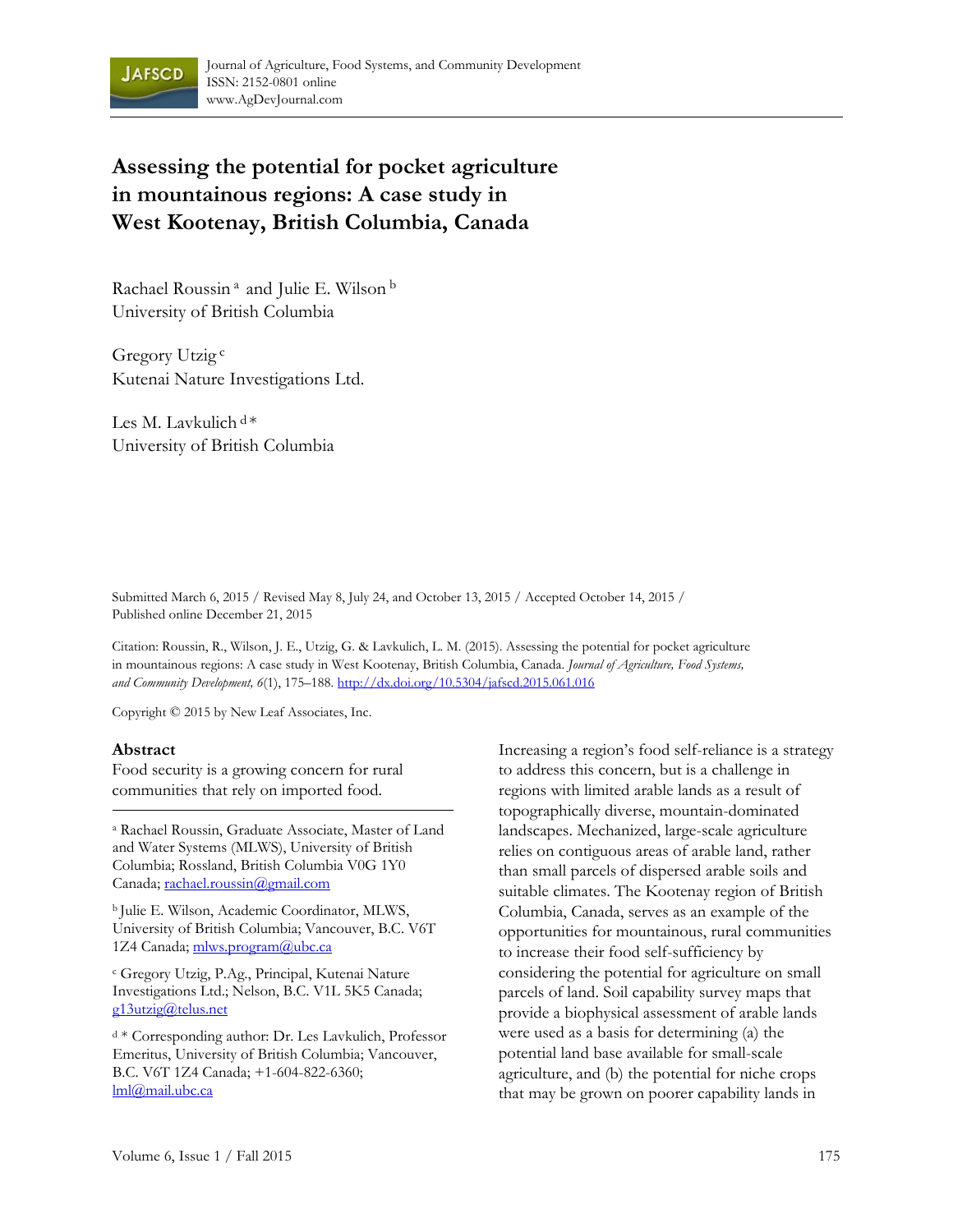# Assessing the potential for pocket agriculture in mountainous regions: A case study in West Kootenay, British Columbia, Canada

Rachael Roussin [a] and Julie E. Wilson [b]
University of British Columbia

Gregory Utzig [c]
Kutenai Nature Investigations Ltd.

Les M. Lavkulich [d] *
University of British Columbia

Submitted March 6, 2015 / Revised May 8, July 24, and October 13, 2015 / Accepted October 14, 2015 / Published online December 21, 2015

Citation: Roussin, R., Wilson, J. E., Utzig, G. & Lavkulich, L. M. (2015). Assessing the potential for pocket agriculture in mountainous regions: A case study in West Kootenay, British Columbia, Canada. *Journal of Agriculture, Food Systems, and Community Development, 6*(1), 175–188. http://dx.doi.org/10.5304/jafscd.2015.061.016

Copyright © 2015 by New Leaf Associates, Inc.

## Abstract

Food security is a growing concern for rural communities that rely on imported food. Increasing a region's food self-reliance is a strategy to address this concern, but is a challenge in regions with limited arable lands as a result of topographically diverse, mountain-dominated landscapes. Mechanized, large-scale agriculture relies on contiguous areas of arable land, rather than small parcels of dispersed arable soils and suitable climates. The Kootenay region of British Columbia, Canada, serves as an example of the opportunities for mountainous, rural communities to increase their food self-sufficiency by considering the potential for agriculture on small parcels of land. Soil capability survey maps that provide a biophysical assessment of arable lands were used as a basis for determining (a) the potential land base available for small-scale agriculture, and (b) the potential for niche crops that may be grown on poorer capability lands in

---

[a] Rachael Roussin, Graduate Associate, Master of Land and Water Systems (MLWS), University of British Columbia; Rossland, British Columbia V0G 1Y0 Canada; rachael.roussin@gmail.com

[b] Julie E. Wilson, Academic Coordinator, MLWS, University of British Columbia; Vancouver, B.C. V6T 1Z4 Canada; mlws.program@ubc.ca

[c] Gregory Utzig, P.Ag., Principal, Kutenai Nature Investigations Ltd.; Nelson, B.C. V1L 5K5 Canada; g13utzig@telus.net

[d] * Corresponding author: Dr. Les Lavkulich, Professor Emeritus, University of British Columbia; Vancouver, B.C. V6T 1Z4 Canada; +1-604-822-6360; lml@mail.ubc.ca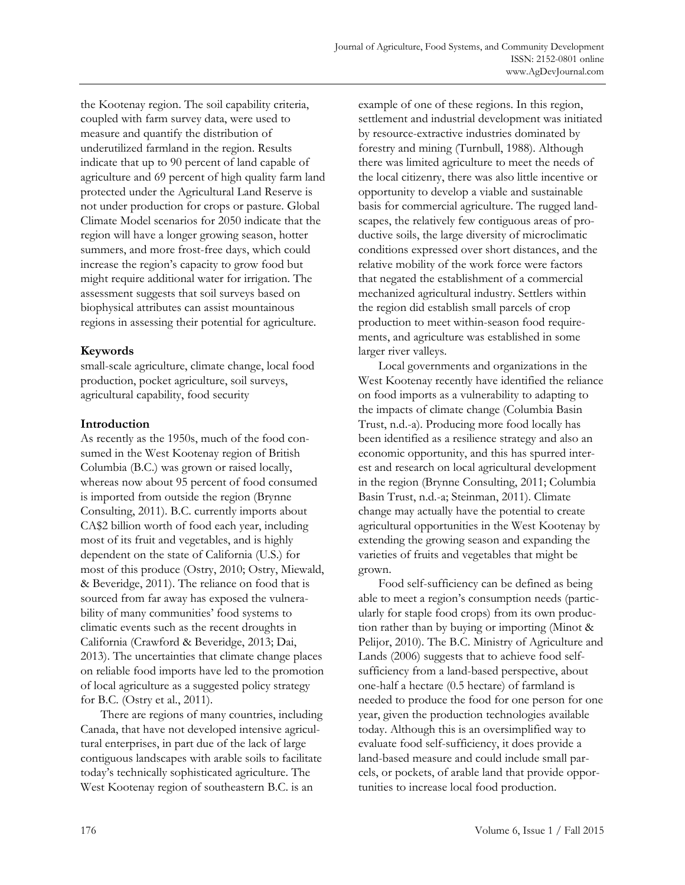the Kootenay region. The soil capability criteria, coupled with farm survey data, were used to measure and quantify the distribution of underutilized farmland in the region. Results indicate that up to 90 percent of land capable of agriculture and 69 percent of high quality farm land protected under the Agricultural Land Reserve is not under production for crops or pasture. Global Climate Model scenarios for 2050 indicate that the region will have a longer growing season, hotter summers, and more frost-free days, which could increase the region's capacity to grow food but might require additional water for irrigation. The assessment suggests that soil surveys based on biophysical attributes can assist mountainous regions in assessing their potential for agriculture.

## Keywords

small-scale agriculture, climate change, local food production, pocket agriculture, soil surveys, agricultural capability, food security

## Introduction

As recently as the 1950s, much of the food consumed in the West Kootenay region of British Columbia (B.C.) was grown or raised locally, whereas now about 95 percent of food consumed is imported from outside the region (Brynne Consulting, 2011). B.C. currently imports about CA$2 billion worth of food each year, including most of its fruit and vegetables, and is highly dependent on the state of California (U.S.) for most of this produce (Ostry, 2010; Ostry, Miewald, & Beveridge, 2011). The reliance on food that is sourced from far away has exposed the vulnerability of many communities' food systems to climatic events such as the recent droughts in California (Crawford & Beveridge, 2013; Dai, 2013). The uncertainties that climate change places on reliable food imports have led to the promotion of local agriculture as a suggested policy strategy for B.C. (Ostry et al., 2011).

There are regions of many countries, including Canada, that have not developed intensive agricultural enterprises, in part due of the lack of large contiguous landscapes with arable soils to facilitate today's technically sophisticated agriculture. The West Kootenay region of southeastern B.C. is an example of one of these regions. In this region, settlement and industrial development was initiated by resource-extractive industries dominated by forestry and mining (Turnbull, 1988). Although there was limited agriculture to meet the needs of the local citizenry, there was also little incentive or opportunity to develop a viable and sustainable basis for commercial agriculture. The rugged landscapes, the relatively few contiguous areas of productive soils, the large diversity of microclimatic conditions expressed over short distances, and the relative mobility of the work force were factors that negated the establishment of a commercial mechanized agricultural industry. Settlers within the region did establish small parcels of crop production to meet within-season food requirements, and agriculture was established in some larger river valleys.

Local governments and organizations in the West Kootenay recently have identified the reliance on food imports as a vulnerability to adapting to the impacts of climate change (Columbia Basin Trust, n.d.-a). Producing more food locally has been identified as a resilience strategy and also an economic opportunity, and this has spurred interest and research on local agricultural development in the region (Brynne Consulting, 2011; Columbia Basin Trust, n.d.-a; Steinman, 2011). Climate change may actually have the potential to create agricultural opportunities in the West Kootenay by extending the growing season and expanding the varieties of fruits and vegetables that might be grown.

Food self-sufficiency can be defined as being able to meet a region's consumption needs (particularly for staple food crops) from its own production rather than by buying or importing (Minot & Pelijor, 2010). The B.C. Ministry of Agriculture and Lands (2006) suggests that to achieve food self-sufficiency from a land-based perspective, about one-half a hectare (0.5 hectare) of farmland is needed to produce the food for one person for one year, given the production technologies available today. Although this is an oversimplified way to evaluate food self-sufficiency, it does provide a land-based measure and could include small parcels, or pockets, of arable land that provide opportunities to increase local food production.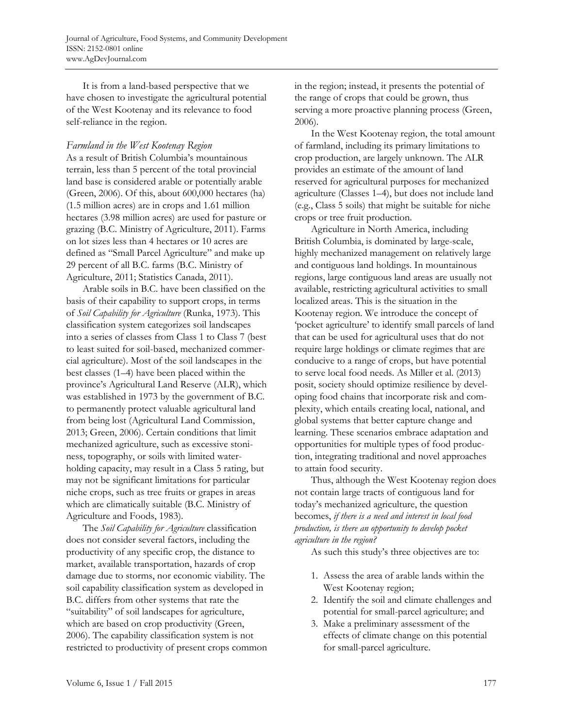It is from a land-based perspective that we have chosen to investigate the agricultural potential of the West Kootenay and its relevance to food self-reliance in the region.

### *Farmland in the West Kootenay Region*

As a result of British Columbia's mountainous terrain, less than 5 percent of the total provincial land base is considered arable or potentially arable (Green, 2006). Of this, about 600,000 hectares (ha) (1.5 million acres) are in crops and 1.61 million hectares (3.98 million acres) are used for pasture or grazing (B.C. Ministry of Agriculture, 2011). Farms on lot sizes less than 4 hectares or 10 acres are defined as "Small Parcel Agriculture" and make up 29 percent of all B.C. farms (B.C. Ministry of Agriculture, 2011; Statistics Canada, 2011).

Arable soils in B.C. have been classified on the basis of their capability to support crops, in terms of *Soil Capability for Agriculture* (Runka, 1973). This classification system categorizes soil landscapes into a series of classes from Class 1 to Class 7 (best to least suited for soil-based, mechanized commercial agriculture). Most of the soil landscapes in the best classes (1–4) have been placed within the province's Agricultural Land Reserve (ALR), which was established in 1973 by the government of B.C. to permanently protect valuable agricultural land from being lost (Agricultural Land Commission, 2013; Green, 2006). Certain conditions that limit mechanized agriculture, such as excessive stoniness, topography, or soils with limited water-holding capacity, may result in a Class 5 rating, but may not be significant limitations for particular niche crops, such as tree fruits or grapes in areas which are climatically suitable (B.C. Ministry of Agriculture and Foods, 1983).

The *Soil Capability for Agriculture* classification does not consider several factors, including the productivity of any specific crop, the distance to market, available transportation, hazards of crop damage due to storms, nor economic viability. The soil capability classification system as developed in B.C. differs from other systems that rate the "suitability" of soil landscapes for agriculture, which are based on crop productivity (Green, 2006). The capability classification system is not restricted to productivity of present crops common in the region; instead, it presents the potential of the range of crops that could be grown, thus serving a more proactive planning process (Green, 2006).

In the West Kootenay region, the total amount of farmland, including its primary limitations to crop production, are largely unknown. The ALR provides an estimate of the amount of land reserved for agricultural purposes for mechanized agriculture (Classes 1–4), but does not include land (e.g., Class 5 soils) that might be suitable for niche crops or tree fruit production.

Agriculture in North America, including British Columbia, is dominated by large-scale, highly mechanized management on relatively large and contiguous land holdings. In mountainous regions, large contiguous land areas are usually not available, restricting agricultural activities to small localized areas. This is the situation in the Kootenay region. We introduce the concept of 'pocket agriculture' to identify small parcels of land that can be used for agricultural uses that do not require large holdings or climate regimes that are conducive to a range of crops, but have potential to serve local food needs. As Miller et al. (2013) posit, society should optimize resilience by developing food chains that incorporate risk and complexity, which entails creating local, national, and global systems that better capture change and learning. These scenarios embrace adaptation and opportunities for multiple types of food production, integrating traditional and novel approaches to attain food security.

Thus, although the West Kootenay region does not contain large tracts of contiguous land for today's mechanized agriculture, the question becomes, *if there is a need and interest in local food production, is there an opportunity to develop pocket agriculture in the region?*

As such this study's three objectives are to:

1. Assess the area of arable lands within the West Kootenay region;
2. Identify the soil and climate challenges and potential for small-parcel agriculture; and
3. Make a preliminary assessment of the effects of climate change on this potential for small-parcel agriculture.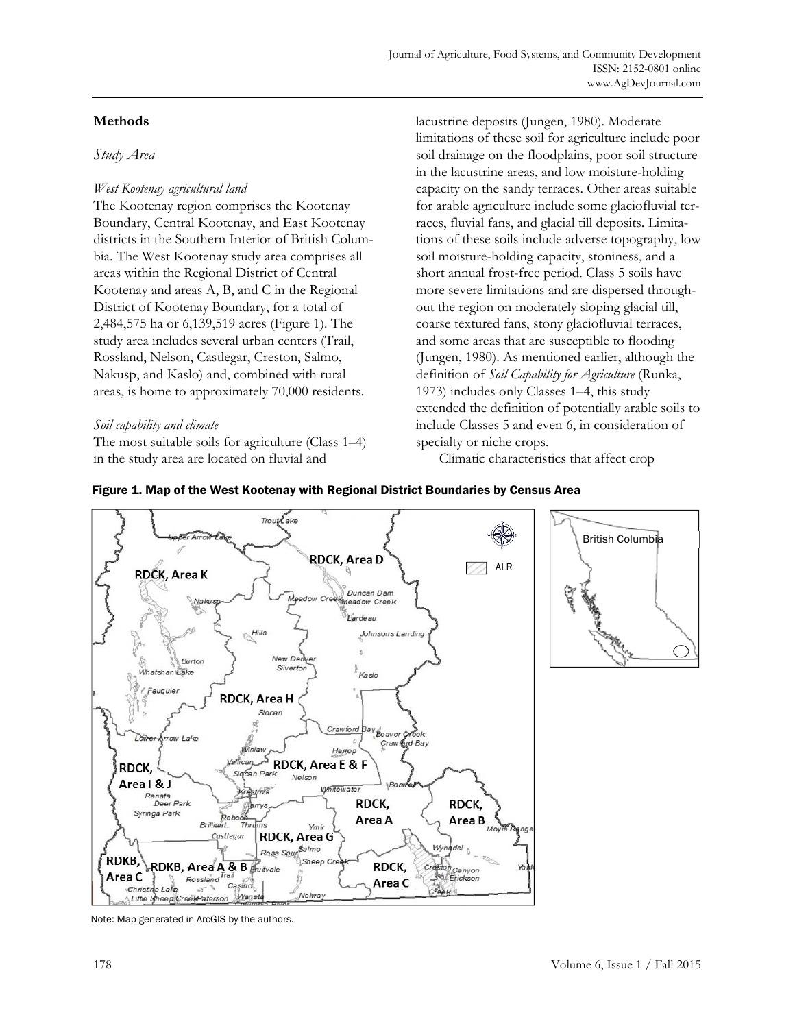## Methods

### *Study Area*

#### *West Kootenay agricultural land*

The Kootenay region comprises the Kootenay Boundary, Central Kootenay, and East Kootenay districts in the Southern Interior of British Columbia. The West Kootenay study area comprises all areas within the Regional District of Central Kootenay and areas A, B, and C in the Regional District of Kootenay Boundary, for a total of 2,484,575 ha or 6,139,519 acres (Figure 1). The study area includes several urban centers (Trail, Rossland, Nelson, Castlegar, Creston, Salmo, Nakusp, and Kaslo) and, combined with rural areas, is home to approximately 70,000 residents.

#### *Soil capability and climate*

The most suitable soils for agriculture (Class 1–4) in the study area are located on fluvial and lacustrine deposits (Jungen, 1980). Moderate limitations of these soil for agriculture include poor soil drainage on the floodplains, poor soil structure in the lacustrine areas, and low moisture-holding capacity on the sandy terraces. Other areas suitable for arable agriculture include some glaciofluvial terraces, fluvial fans, and glacial till deposits. Limitations of these soils include adverse topography, low soil moisture-holding capacity, stoniness, and a short annual frost-free period. Class 5 soils have more severe limitations and are dispersed throughout the region on moderately sloping glacial till, coarse textured fans, stony glaciofluvial terraces, and some areas that are susceptible to flooding (Jungen, 1980). As mentioned earlier, although the definition of *Soil Capability for Agriculture* (Runka, 1973) includes only Classes 1–4, this study extended the definition of potentially arable soils to include Classes 5 and even 6, in consideration of specialty or niche crops.

Climatic characteristics that affect crop

**Figure 1. Map of the West Kootenay with Regional District Boundaries by Census Area**

Note: Map generated in ArcGIS by the authors.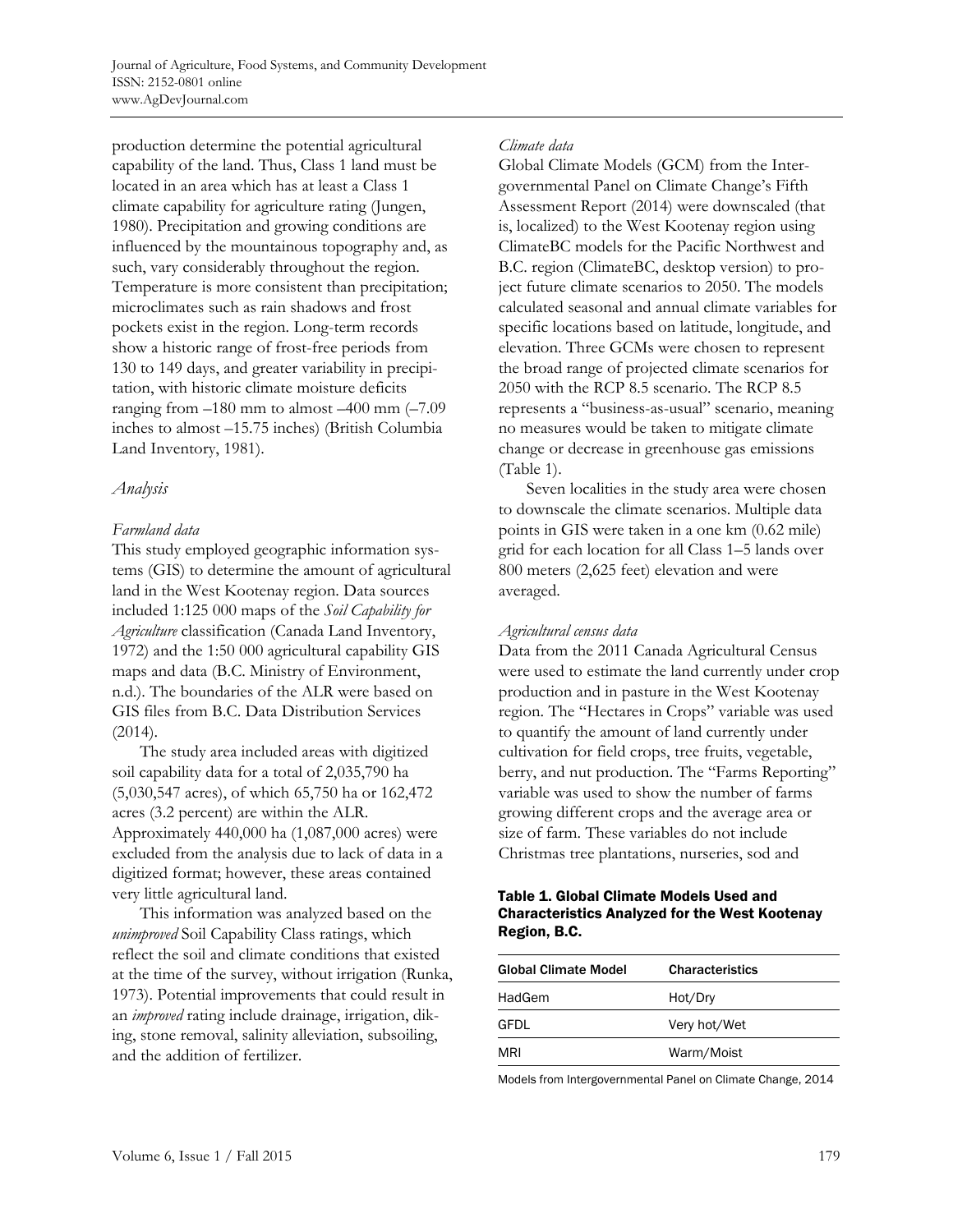production determine the potential agricultural capability of the land. Thus, Class 1 land must be located in an area which has at least a Class 1 climate capability for agriculture rating (Jungen, 1980). Precipitation and growing conditions are influenced by the mountainous topography and, as such, vary considerably throughout the region. Temperature is more consistent than precipitation; microclimates such as rain shadows and frost pockets exist in the region. Long-term records show a historic range of frost-free periods from 130 to 149 days, and greater variability in precipitation, with historic climate moisture deficits ranging from –180 mm to almost –400 mm (–7.09 inches to almost –15.75 inches) (British Columbia Land Inventory, 1981).

## *Analysis*

### *Farmland data*

This study employed geographic information systems (GIS) to determine the amount of agricultural land in the West Kootenay region. Data sources included 1:125 000 maps of the *Soil Capability for Agriculture* classification (Canada Land Inventory, 1972) and the 1:50 000 agricultural capability GIS maps and data (B.C. Ministry of Environment, n.d.). The boundaries of the ALR were based on GIS files from B.C. Data Distribution Services (2014).

The study area included areas with digitized soil capability data for a total of 2,035,790 ha (5,030,547 acres), of which 65,750 ha or 162,472 acres (3.2 percent) are within the ALR. Approximately 440,000 ha (1,087,000 acres) were excluded from the analysis due to lack of data in a digitized format; however, these areas contained very little agricultural land.

This information was analyzed based on the *unimproved* Soil Capability Class ratings, which reflect the soil and climate conditions that existed at the time of the survey, without irrigation (Runka, 1973). Potential improvements that could result in an *improved* rating include drainage, irrigation, diking, stone removal, salinity alleviation, subsoiling, and the addition of fertilizer.

### *Climate data*

Global Climate Models (GCM) from the Intergovernmental Panel on Climate Change's Fifth Assessment Report (2014) were downscaled (that is, localized) to the West Kootenay region using ClimateBC models for the Pacific Northwest and B.C. region (ClimateBC, desktop version) to project future climate scenarios to 2050. The models calculated seasonal and annual climate variables for specific locations based on latitude, longitude, and elevation. Three GCMs were chosen to represent the broad range of projected climate scenarios for 2050 with the RCP 8.5 scenario. The RCP 8.5 represents a "business-as-usual" scenario, meaning no measures would be taken to mitigate climate change or decrease in greenhouse gas emissions (Table 1).

Seven localities in the study area were chosen to downscale the climate scenarios. Multiple data points in GIS were taken in a one km (0.62 mile) grid for each location for all Class 1–5 lands over 800 meters (2,625 feet) elevation and were averaged.

### *Agricultural census data*

Data from the 2011 Canada Agricultural Census were used to estimate the land currently under crop production and in pasture in the West Kootenay region. The "Hectares in Crops" variable was used to quantify the amount of land currently under cultivation for field crops, tree fruits, vegetable, berry, and nut production. The "Farms Reporting" variable was used to show the number of farms growing different crops and the average area or size of farm. These variables do not include Christmas tree plantations, nurseries, sod and

**Table 1. Global Climate Models Used and Characteristics Analyzed for the West Kootenay Region, B.C.**

| Global Climate Model | Characteristics |
|---|---|
| HadGem | Hot/Dry |
| GFDL | Very hot/Wet |
| MRI | Warm/Moist |

Models from Intergovernmental Panel on Climate Change, 2014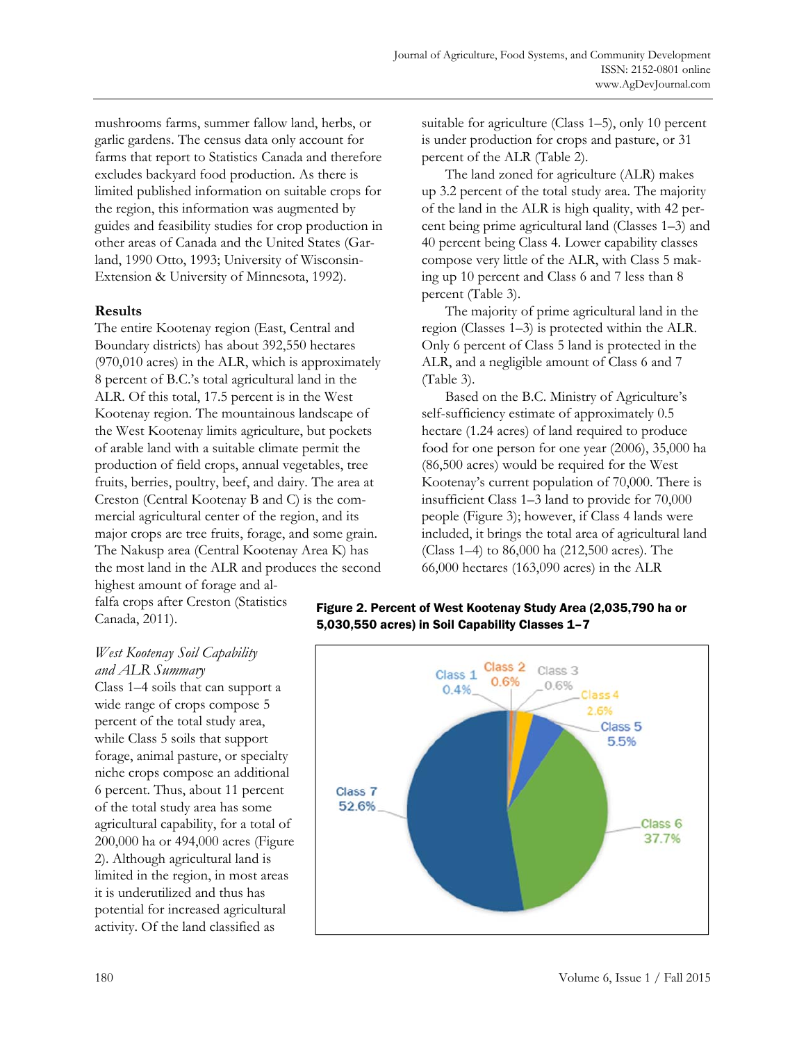mushrooms farms, summer fallow land, herbs, or garlic gardens. The census data only account for farms that report to Statistics Canada and therefore excludes backyard food production. As there is limited published information on suitable crops for the region, this information was augmented by guides and feasibility studies for crop production in other areas of Canada and the United States (Garland, 1990 Otto, 1993; University of Wisconsin-Extension & University of Minnesota, 1992).

## Results

The entire Kootenay region (East, Central and Boundary districts) has about 392,550 hectares (970,010 acres) in the ALR, which is approximately 8 percent of B.C.'s total agricultural land in the ALR. Of this total, 17.5 percent is in the West Kootenay region. The mountainous landscape of the West Kootenay limits agriculture, but pockets of arable land with a suitable climate permit the production of field crops, annual vegetables, tree fruits, berries, poultry, beef, and dairy. The area at Creston (Central Kootenay B and C) is the commercial agricultural center of the region, and its major crops are tree fruits, forage, and some grain. The Nakusp area (Central Kootenay Area K) has the most land in the ALR and produces the second highest amount of forage and alfalfa crops after Creston (Statistics Canada, 2011).

### *West Kootenay Soil Capability and ALR Summary*

Class 1–4 soils that can support a wide range of crops compose 5 percent of the total study area, while Class 5 soils that support forage, animal pasture, or specialty niche crops compose an additional 6 percent. Thus, about 11 percent of the total study area has some agricultural capability, for a total of 200,000 ha or 494,000 acres (Figure 2). Although agricultural land is limited in the region, in most areas it is underutilized and thus has potential for increased agricultural activity. Of the land classified as suitable for agriculture (Class 1–5), only 10 percent is under production for crops and pasture, or 31 percent of the ALR (Table 2).

The land zoned for agriculture (ALR) makes up 3.2 percent of the total study area. The majority of the land in the ALR is high quality, with 42 percent being prime agricultural land (Classes 1–3) and 40 percent being Class 4. Lower capability classes compose very little of the ALR, with Class 5 making up 10 percent and Class 6 and 7 less than 8 percent (Table 3).

The majority of prime agricultural land in the region (Classes 1–3) is protected within the ALR. Only 6 percent of Class 5 land is protected in the ALR, and a negligible amount of Class 6 and 7 (Table 3).

Based on the B.C. Ministry of Agriculture's self-sufficiency estimate of approximately 0.5 hectare (1.24 acres) of land required to produce food for one person for one year (2006), 35,000 ha (86,500 acres) would be required for the West Kootenay's current population of 70,000. There is insufficient Class 1–3 land to provide for 70,000 people (Figure 3); however, if Class 4 lands were included, it brings the total area of agricultural land (Class 1–4) to 86,000 ha (212,500 acres). The 66,000 hectares (163,090 acres) in the ALR

**Figure 2. Percent of West Kootenay Study Area (2,035,790 ha or 5,030,550 acres) in Soil Capability Classes 1–7**

| Class | Percent |
|---|---|
| Class 1 | 0.4% |
| Class 2 | 0.6% |
| Class 3 | 0.6% |
| Class 4 | 2.6% |
| Class 5 | 5.5% |
| Class 6 | 37.7% |
| Class 7 | 52.6% |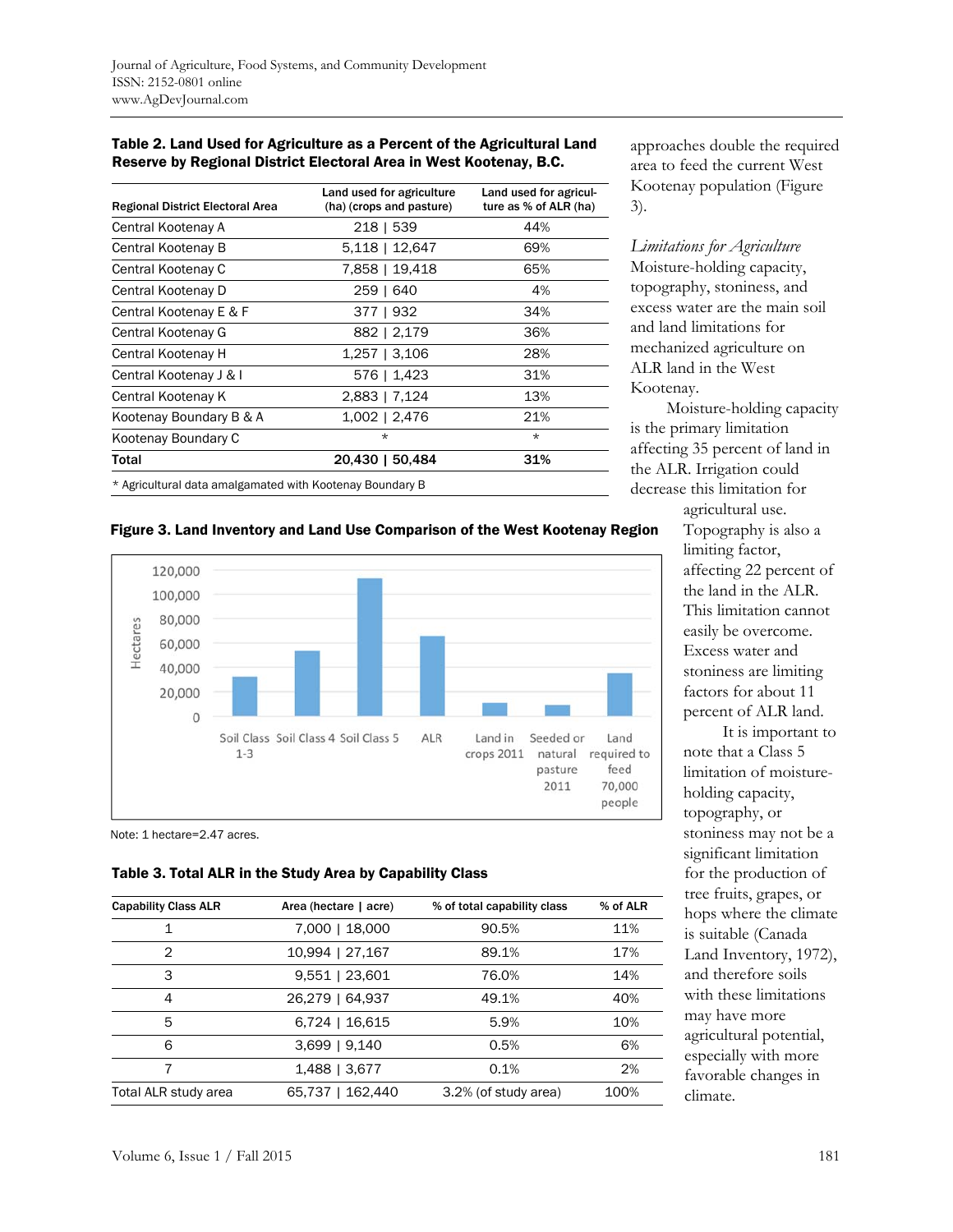**Table 2. Land Used for Agriculture as a Percent of the Agricultural Land Reserve by Regional District Electoral Area in West Kootenay, B.C.**

| Regional District Electoral Area | Land used for agriculture (ha) (crops and pasture) | Land used for agriculture as % of ALR (ha) |
|---|---|---|
| Central Kootenay A | 218 \| 539 | 44% |
| Central Kootenay B | 5,118 \| 12,647 | 69% |
| Central Kootenay C | 7,858 \| 19,418 | 65% |
| Central Kootenay D | 259 \| 640 | 4% |
| Central Kootenay E & F | 377 \| 932 | 34% |
| Central Kootenay G | 882 \| 2,179 | 36% |
| Central Kootenay H | 1,257 \| 3,106 | 28% |
| Central Kootenay J & I | 576 \| 1,423 | 31% |
| Central Kootenay K | 2,883 \| 7,124 | 13% |
| Kootenay Boundary B & A | 1,002 \| 2,476 | 21% |
| Kootenay Boundary C | * | * |
| **Total** | **20,430 \| 50,484** | **31%** |

* Agricultural data amalgamated with Kootenay Boundary B

**Figure 3. Land Inventory and Land Use Comparison of the West Kootenay Region**

Note: 1 hectare=2.47 acres.

**Table 3. Total ALR in the Study Area by Capability Class**

| Capability Class ALR | Area (hectare \| acre) | % of total capability class | % of ALR |
|---|---|---|---|
| 1 | 7,000 \| 18,000 | 90.5% | 11% |
| 2 | 10,994 \| 27,167 | 89.1% | 17% |
| 3 | 9,551 \| 23,601 | 76.0% | 14% |
| 4 | 26,279 \| 64,937 | 49.1% | 40% |
| 5 | 6,724 \| 16,615 | 5.9% | 10% |
| 6 | 3,699 \| 9,140 | 0.5% | 6% |
| 7 | 1,488 \| 3,677 | 0.1% | 2% |
| Total ALR study area | 65,737 \| 162,440 | 3.2% (of study area) | 100% |

approaches double the required area to feed the current West Kootenay population (Figure 3).

*Limitations for Agriculture*

Moisture-holding capacity, topography, stoniness, and excess water are the main soil and land limitations for mechanized agriculture on ALR land in the West Kootenay.

Moisture-holding capacity is the primary limitation affecting 35 percent of land in the ALR. Irrigation could decrease this limitation for agricultural use. Topography is also a limiting factor, affecting 22 percent of the land in the ALR. This limitation cannot easily be overcome. Excess water and stoniness are limiting factors for about 11 percent of ALR land.

It is important to note that a Class 5 limitation of moisture-holding capacity, topography, or stoniness may not be a significant limitation for the production of tree fruits, grapes, or hops where the climate is suitable (Canada Land Inventory, 1972), and therefore soils with these limitations may have more agricultural potential, especially with more favorable changes in climate.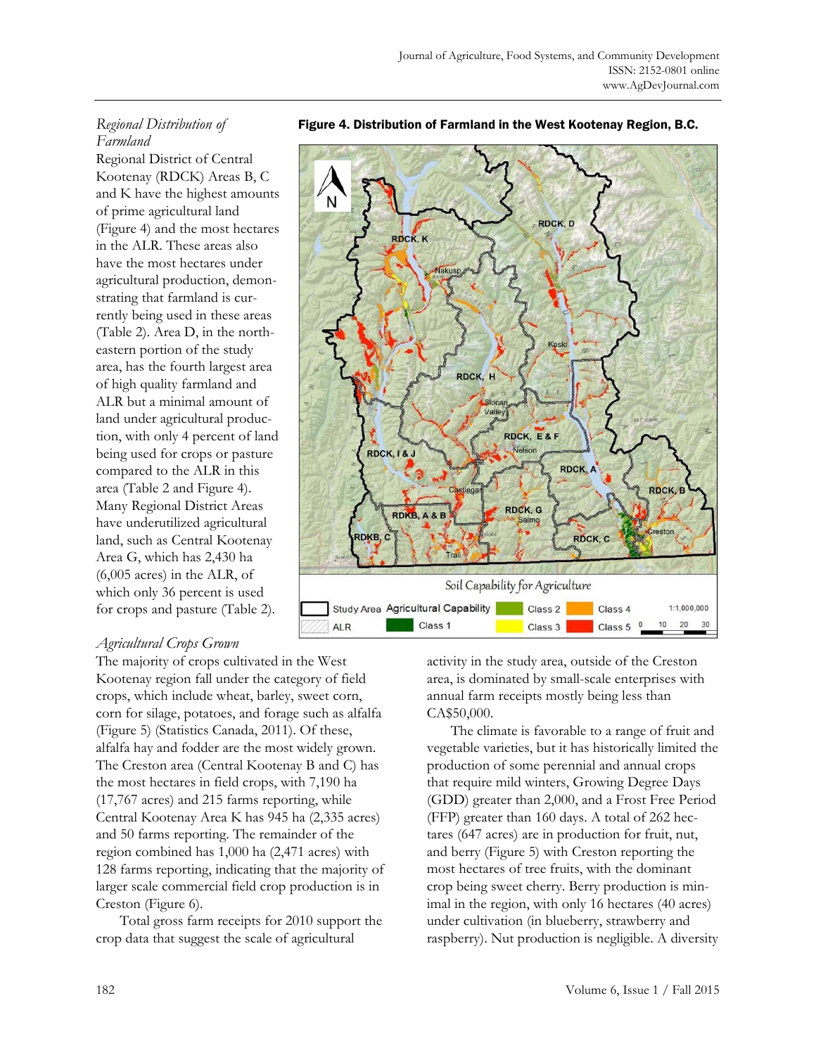### *Regional Distribution of Farmland*

Regional District of Central Kootenay (RDCK) Areas B, C and K have the highest amounts of prime agricultural land (Figure 4) and the most hectares in the ALR. These areas also have the most hectares under agricultural production, demonstrating that farmland is currently being used in these areas (Table 2). Area D, in the northeastern portion of the study area, has the fourth largest area of high quality farmland and ALR but a minimal amount of land under agricultural production, with only 4 percent of land being used for crops or pasture compared to the ALR in this area (Table 2 and Figure 4). Many Regional District Areas have underutilized agricultural land, such as Central Kootenay Area G, which has 2,430 ha (6,005 acres) in the ALR, of which only 36 percent is used for crops and pasture (Table 2).

**Figure 4. Distribution of Farmland in the West Kootenay Region, B.C.**

### *Agricultural Crops Grown*

The majority of crops cultivated in the West Kootenay region fall under the category of field crops, which include wheat, barley, sweet corn, corn for silage, potatoes, and forage such as alfalfa (Figure 5) (Statistics Canada, 2011). Of these, alfalfa hay and fodder are the most widely grown. The Creston area (Central Kootenay B and C) has the most hectares in field crops, with 7,190 ha (17,767 acres) and 215 farms reporting, while Central Kootenay Area K has 945 ha (2,335 acres) and 50 farms reporting. The remainder of the region combined has 1,000 ha (2,471 acres) with 128 farms reporting, indicating that the majority of larger scale commercial field crop production is in Creston (Figure 6).

Total gross farm receipts for 2010 support the crop data that suggest the scale of agricultural activity in the study area, outside of the Creston area, is dominated by small-scale enterprises with annual farm receipts mostly being less than CA$50,000.

The climate is favorable to a range of fruit and vegetable varieties, but it has historically limited the production of some perennial and annual crops that require mild winters, Growing Degree Days (GDD) greater than 2,000, and a Frost Free Period (FFP) greater than 160 days. A total of 262 hectares (647 acres) are in production for fruit, nut, and berry (Figure 5) with Creston reporting the most hectares of tree fruits, with the dominant crop being sweet cherry. Berry production is minimal in the region, with only 16 hectares (40 acres) under cultivation (in blueberry, strawberry and raspberry). Nut production is negligible. A diversity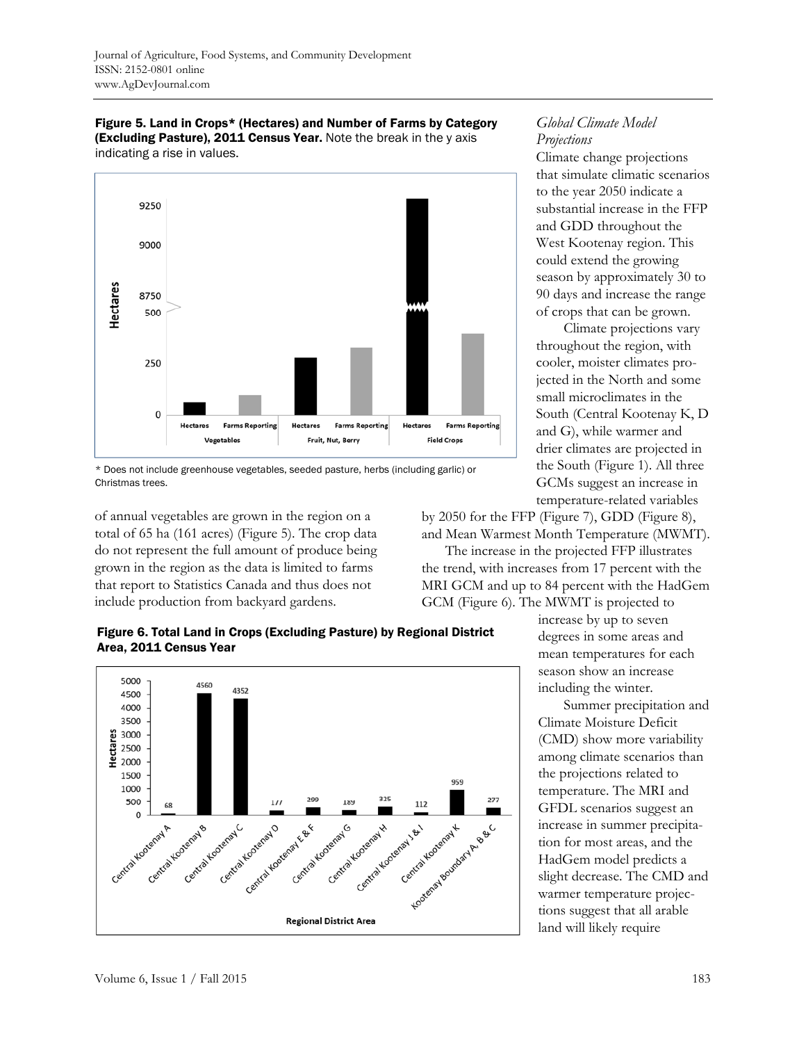**Figure 5. Land in Crops* (Hectares) and Number of Farms by Category (Excluding Pasture), 2011 Census Year.** Note the break in the y axis indicating a rise in values.

* Does not include greenhouse vegetables, seeded pasture, herbs (including garlic) or Christmas trees.

of annual vegetables are grown in the region on a total of 65 ha (161 acres) (Figure 5). The crop data do not represent the full amount of produce being grown in the region as the data is limited to farms that report to Statistics Canada and thus does not include production from backyard gardens.

**Figure 6. Total Land in Crops (Excluding Pasture) by Regional District Area, 2011 Census Year**

### *Global Climate Model Projections*

Climate change projections that simulate climatic scenarios to the year 2050 indicate a substantial increase in the FFP and GDD throughout the West Kootenay region. This could extend the growing season by approximately 30 to 90 days and increase the range of crops that can be grown.

Climate projections vary throughout the region, with cooler, moister climates projected in the North and some small microclimates in the South (Central Kootenay K, D and G), while warmer and drier climates are projected in the South (Figure 1). All three GCMs suggest an increase in temperature-related variables by 2050 for the FFP (Figure 7), GDD (Figure 8), and Mean Warmest Month Temperature (MWMT).

The increase in the projected FFP illustrates the trend, with increases from 17 percent with the MRI GCM and up to 84 percent with the HadGem GCM (Figure 6). The MWMT is projected to increase by up to seven degrees in some areas and mean temperatures for each season show an increase including the winter.

Summer precipitation and Climate Moisture Deficit (CMD) show more variability among climate scenarios than the projections related to temperature. The MRI and GFDL scenarios suggest an increase in summer precipitation for most areas, and the HadGem model predicts a slight decrease. The CMD and warmer temperature projections suggest that all arable land will likely require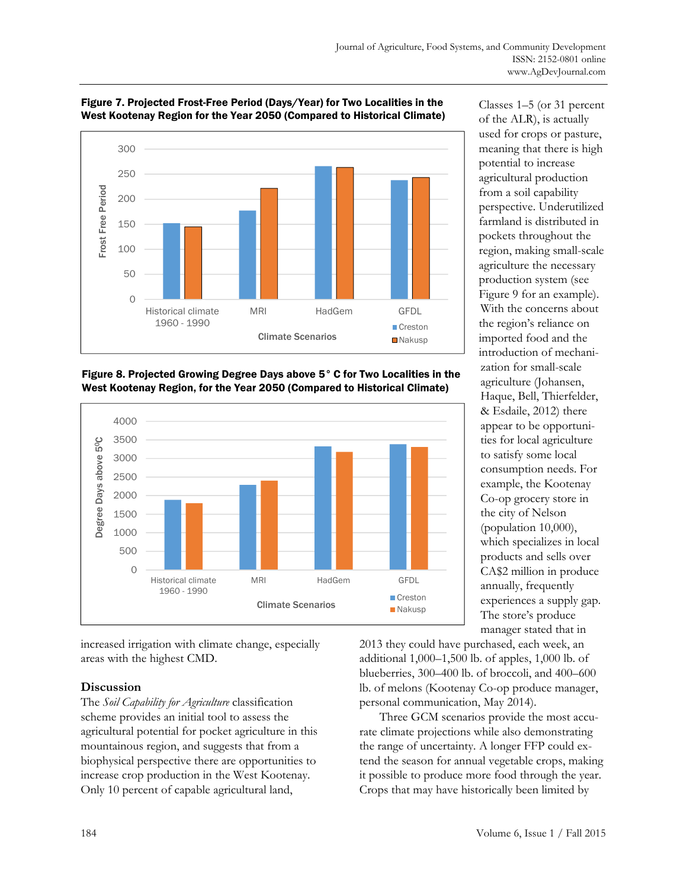**Figure 7. Projected Frost-Free Period (Days/Year) for Two Localities in the West Kootenay Region for the Year 2050 (Compared to Historical Climate)**

**Figure 8. Projected Growing Degree Days above 5° C for Two Localities in the West Kootenay Region, for the Year 2050 (Compared to Historical Climate)**

increased irrigation with climate change, especially areas with the highest CMD.

## Discussion

The *Soil Capability for Agriculture* classification scheme provides an initial tool to assess the agricultural potential for pocket agriculture in this mountainous region, and suggests that from a biophysical perspective there are opportunities to increase crop production in the West Kootenay. Only 10 percent of capable agricultural land, Classes 1–5 (or 31 percent of the ALR), is actually used for crops or pasture, meaning that there is high potential to increase agricultural production from a soil capability perspective. Underutilized farmland is distributed in pockets throughout the region, making small-scale agriculture the necessary production system (see Figure 9 for an example). With the concerns about the region's reliance on imported food and the introduction of mechanization for small-scale agriculture (Johansen, Haque, Bell, Thierfelder, & Esdaile, 2012) there appear to be opportunities for local agriculture to satisfy some local consumption needs. For example, the Kootenay Co-op grocery store in the city of Nelson (population 10,000), which specializes in local products and sells over CA$2 million in produce annually, frequently experiences a supply gap. The store's produce manager stated that in 2013 they could have purchased, each week, an additional 1,000–1,500 lb. of apples, 1,000 lb. of blueberries, 300–400 lb. of broccoli, and 400–600 lb. of melons (Kootenay Co-op produce manager, personal communication, May 2014).

Three GCM scenarios provide the most accurate climate projections while also demonstrating the range of uncertainty. A longer FFP could extend the season for annual vegetable crops, making it possible to produce more food through the year. Crops that may have historically been limited by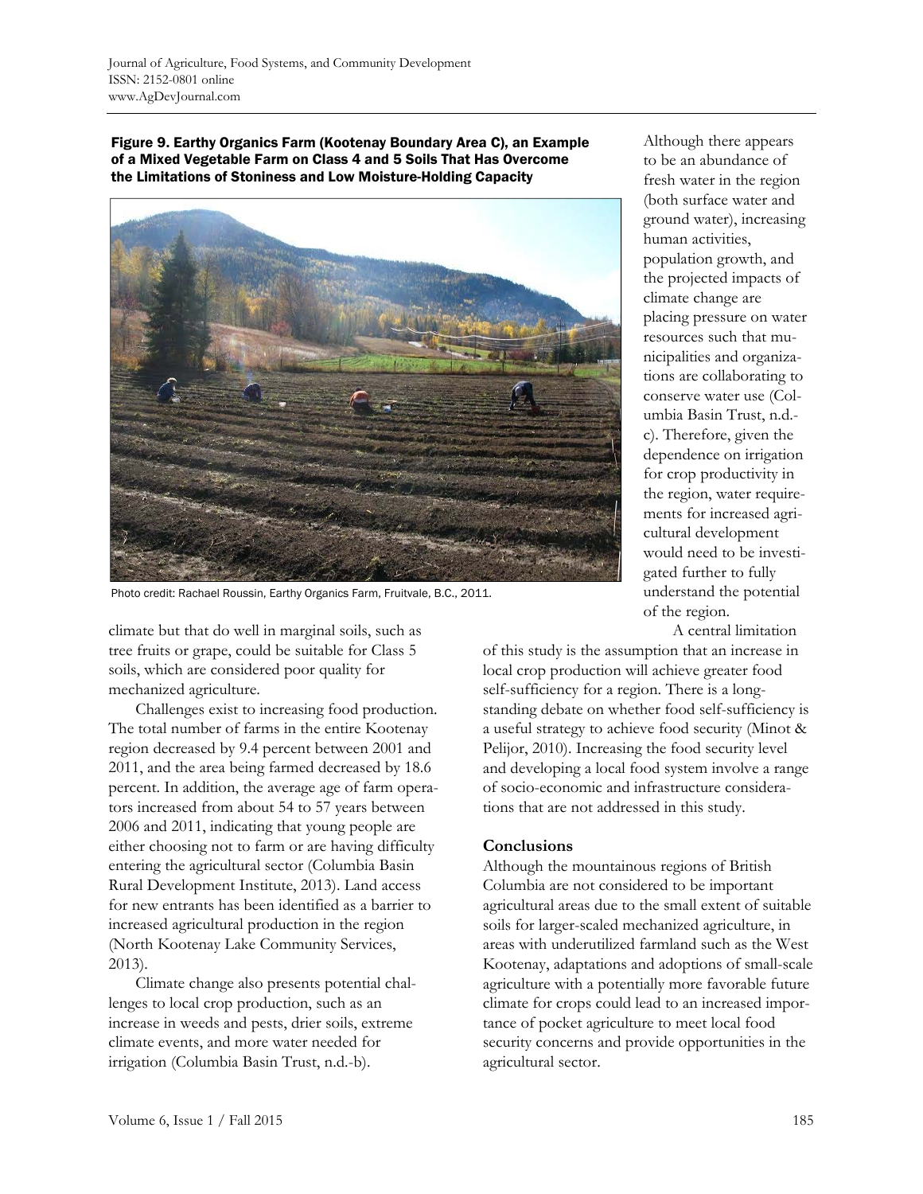Figure 9. Earthy Organics Farm (Kootenay Boundary Area C), an Example of a Mixed Vegetable Farm on Class 4 and 5 Soils That Has Overcome the Limitations of Stoniness and Low Moisture-Holding Capacity

Photo credit: Rachael Roussin, Earthy Organics Farm, Fruitvale, B.C., 2011.

climate but that do well in marginal soils, such as tree fruits or grape, could be suitable for Class 5 soils, which are considered poor quality for mechanized agriculture.

Challenges exist to increasing food production. The total number of farms in the entire Kootenay region decreased by 9.4 percent between 2001 and 2011, and the area being farmed decreased by 18.6 percent. In addition, the average age of farm operators increased from about 54 to 57 years between 2006 and 2011, indicating that young people are either choosing not to farm or are having difficulty entering the agricultural sector (Columbia Basin Rural Development Institute, 2013). Land access for new entrants has been identified as a barrier to increased agricultural production in the region (North Kootenay Lake Community Services, 2013).

Climate change also presents potential challenges to local crop production, such as an increase in weeds and pests, drier soils, extreme climate events, and more water needed for irrigation (Columbia Basin Trust, n.d.-b).

Although there appears to be an abundance of fresh water in the region (both surface water and ground water), increasing human activities, population growth, and the projected impacts of climate change are placing pressure on water resources such that municipalities and organizations are collaborating to conserve water use (Columbia Basin Trust, n.d.-c). Therefore, given the dependence on irrigation for crop productivity in the region, water requirements for increased agricultural development would need to be investigated further to fully understand the potential of the region.

A central limitation of this study is the assumption that an increase in local crop production will achieve greater food self-sufficiency for a region. There is a long-standing debate on whether food self-sufficiency is a useful strategy to achieve food security (Minot & Pelijor, 2010). Increasing the food security level and developing a local food system involve a range of socio-economic and infrastructure considerations that are not addressed in this study.

## Conclusions

Although the mountainous regions of British Columbia are not considered to be important agricultural areas due to the small extent of suitable soils for larger-scaled mechanized agriculture, in areas with underutilized farmland such as the West Kootenay, adaptations and adoptions of small-scale agriculture with a potentially more favorable future climate for crops could lead to an increased importance of pocket agriculture to meet local food security concerns and provide opportunities in the agricultural sector.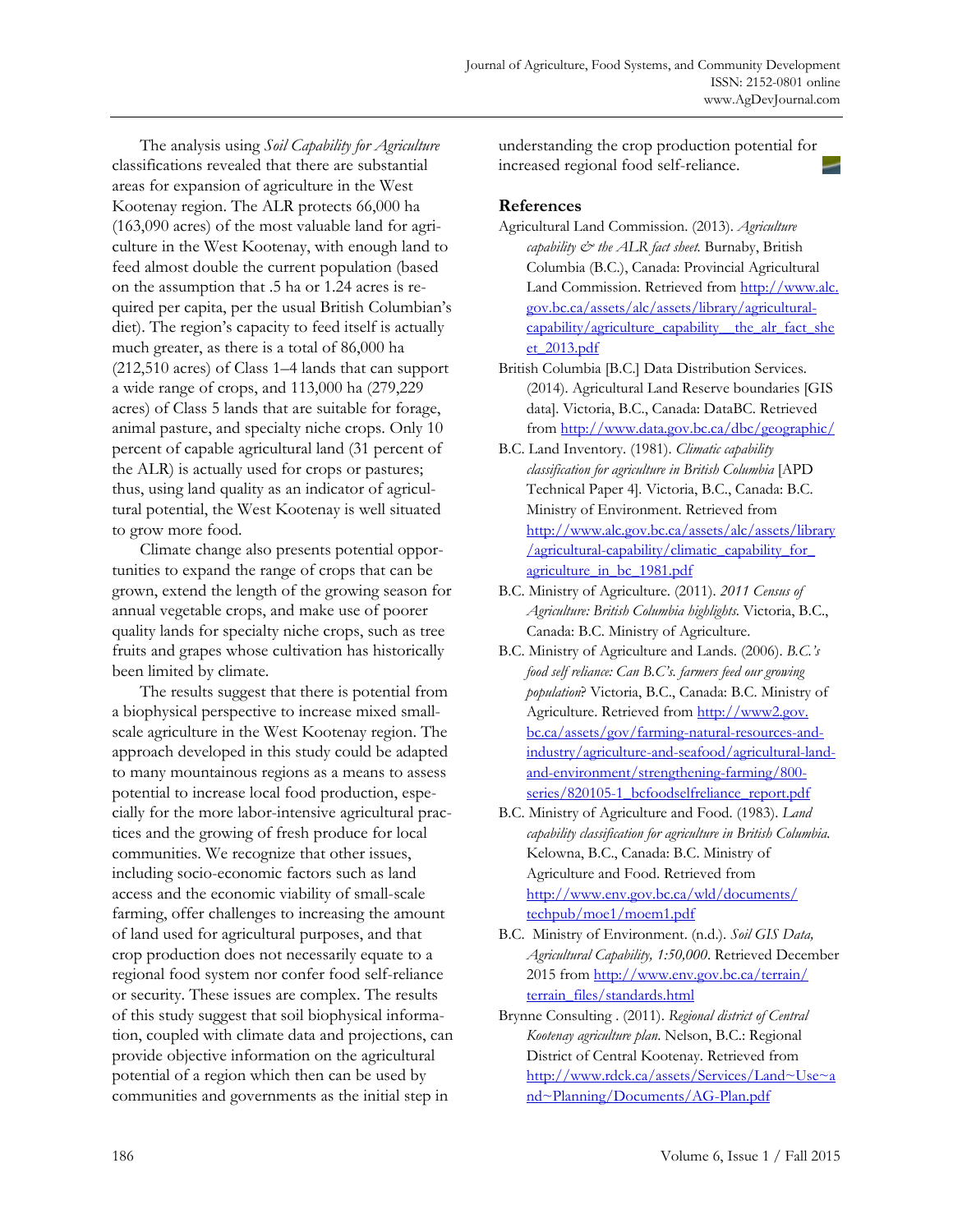The analysis using *Soil Capability for Agriculture* classifications revealed that there are substantial areas for expansion of agriculture in the West Kootenay region. The ALR protects 66,000 ha (163,090 acres) of the most valuable land for agriculture in the West Kootenay, with enough land to feed almost double the current population (based on the assumption that .5 ha or 1.24 acres is required per capita, per the usual British Columbian's diet). The region's capacity to feed itself is actually much greater, as there is a total of 86,000 ha (212,510 acres) of Class 1–4 lands that can support a wide range of crops, and 113,000 ha (279,229 acres) of Class 5 lands that are suitable for forage, animal pasture, and specialty niche crops. Only 10 percent of capable agricultural land (31 percent of the ALR) is actually used for crops or pastures; thus, using land quality as an indicator of agricultural potential, the West Kootenay is well situated to grow more food.

Climate change also presents potential opportunities to expand the range of crops that can be grown, extend the length of the growing season for annual vegetable crops, and make use of poorer quality lands for specialty niche crops, such as tree fruits and grapes whose cultivation has historically been limited by climate.

The results suggest that there is potential from a biophysical perspective to increase mixed small-scale agriculture in the West Kootenay region. The approach developed in this study could be adapted to many mountainous regions as a means to assess potential to increase local food production, especially for the more labor-intensive agricultural practices and the growing of fresh produce for local communities. We recognize that other issues, including socio-economic factors such as land access and the economic viability of small-scale farming, offer challenges to increasing the amount of land used for agricultural purposes, and that crop production does not necessarily equate to a regional food system nor confer food self-reliance or security. These issues are complex. The results of this study suggest that soil biophysical information, coupled with climate data and projections, can provide objective information on the agricultural potential of a region which then can be used by communities and governments as the initial step in understanding the crop production potential for increased regional food self-reliance.

## References

Agricultural Land Commission. (2013). *Agriculture capability & the ALR fact sheet.* Burnaby, British Columbia (B.C.), Canada: Provincial Agricultural Land Commission. Retrieved from http://www.alc.gov.bc.ca/assets/alc/assets/library/agricultural-capability/agriculture_capability__the_alr_fact_sheet_2013.pdf

British Columbia [B.C.] Data Distribution Services. (2014). Agricultural Land Reserve boundaries [GIS data]. Victoria, B.C., Canada: DataBC. Retrieved from http://www.data.gov.bc.ca/dbc/geographic/

B.C. Land Inventory. (1981). *Climatic capability classification for agriculture in British Columbia* [APD Technical Paper 4]. Victoria, B.C., Canada: B.C. Ministry of Environment. Retrieved from http://www.alc.gov.bc.ca/assets/alc/assets/library/agricultural-capability/climatic_capability_for_agriculture_in_bc_1981.pdf

B.C. Ministry of Agriculture. (2011). *2011 Census of Agriculture: British Columbia highlights.* Victoria, B.C., Canada: B.C. Ministry of Agriculture.

B.C. Ministry of Agriculture and Lands. (2006). *B.C.'s food self reliance: Can B.C.'s. farmers feed our growing population*? Victoria, B.C., Canada: B.C. Ministry of Agriculture. Retrieved from http://www2.gov.bc.ca/assets/gov/farming-natural-resources-and-industry/agriculture-and-seafood/agricultural-land-and-environment/strengthening-farming/800-series/820105-1_bcfoodselfreliance_report.pdf

B.C. Ministry of Agriculture and Food. (1983). *Land capability classification for agriculture in British Columbia.* Kelowna, B.C., Canada: B.C. Ministry of Agriculture and Food. Retrieved from http://www.env.gov.bc.ca/wld/documents/techpub/moe1/moem1.pdf

B.C. Ministry of Environment. (n.d.). *Soil GIS Data, Agricultural Capability, 1:50,000*. Retrieved December 2015 from http://www.env.gov.bc.ca/terrain/terrain_files/standards.html

Brynne Consulting . (2011). *Regional district of Central Kootenay agriculture plan.* Nelson, B.C.: Regional District of Central Kootenay. Retrieved from http://www.rdck.ca/assets/Services/Land~Use~and~Planning/Documents/AG-Plan.pdf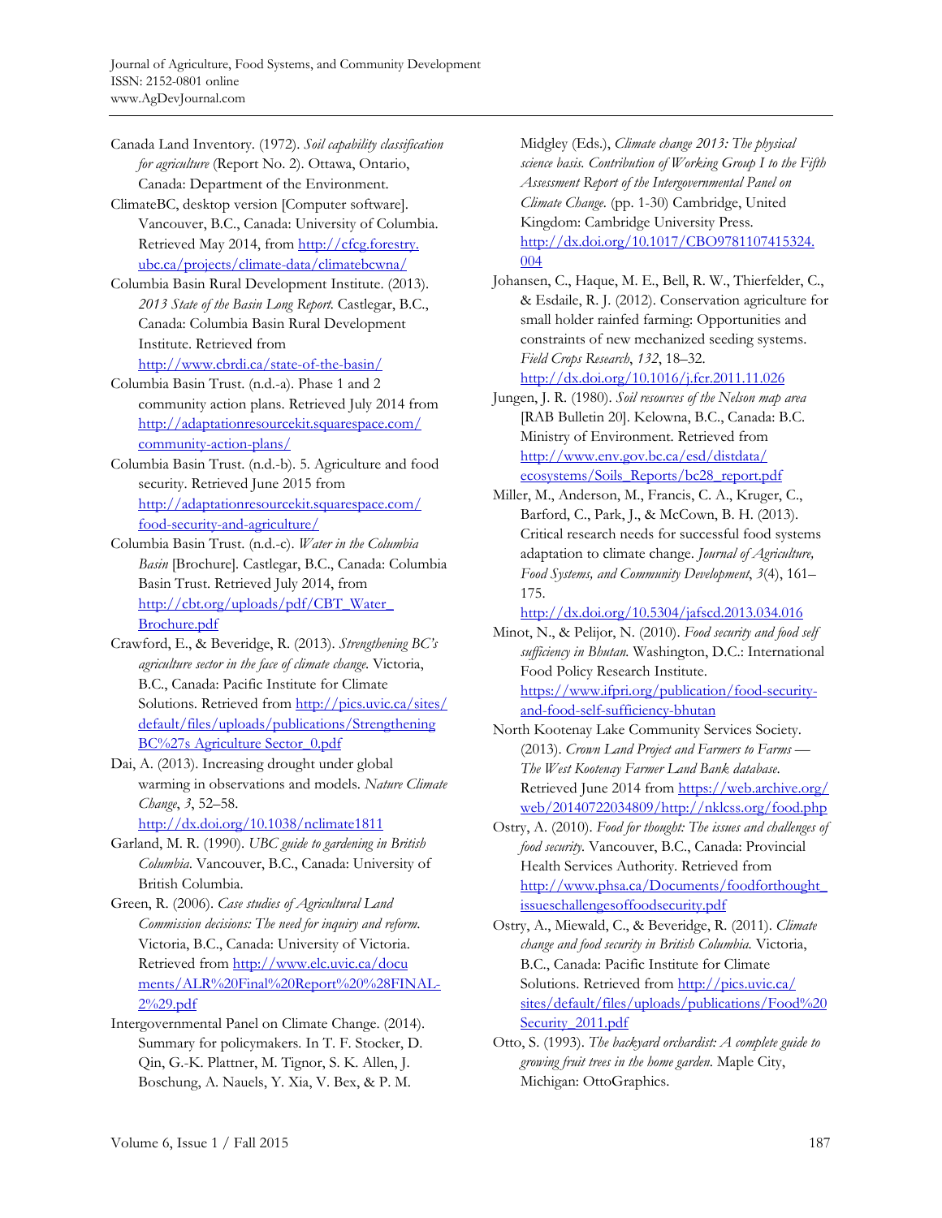Canada Land Inventory. (1972). *Soil capability classification for agriculture* (Report No. 2). Ottawa, Ontario, Canada: Department of the Environment.

ClimateBC, desktop version [Computer software]. Vancouver, B.C., Canada: University of Columbia. Retrieved May 2014, from http://cfcg.forestry.ubc.ca/projects/climate-data/climatebcwna/

Columbia Basin Rural Development Institute. (2013). *2013 State of the Basin Long Report.* Castlegar, B.C., Canada: Columbia Basin Rural Development Institute. Retrieved from http://www.cbrdi.ca/state-of-the-basin/

Columbia Basin Trust. (n.d.-a). Phase 1 and 2 community action plans. Retrieved July 2014 from http://adaptationresourcekit.squarespace.com/community-action-plans/

Columbia Basin Trust. (n.d.-b). 5. Agriculture and food security. Retrieved June 2015 from http://adaptationresourcekit.squarespace.com/food-security-and-agriculture/

Columbia Basin Trust. (n.d.-c). *Water in the Columbia Basin* [Brochure]. Castlegar, B.C., Canada: Columbia Basin Trust. Retrieved July 2014, from http://cbt.org/uploads/pdf/CBT_Water_Brochure.pdf

Crawford, E., & Beveridge, R. (2013). *Strengthening BC's agriculture sector in the face of climate change.* Victoria, B.C., Canada: Pacific Institute for Climate Solutions. Retrieved from http://pics.uvic.ca/sites/default/files/uploads/publications/Strengthening BC%27s Agriculture Sector_0.pdf

Dai, A. (2013). Increasing drought under global warming in observations and models. *Nature Climate Change*, *3*, 52–58. http://dx.doi.org/10.1038/nclimate1811

Garland, M. R. (1990). *UBC guide to gardening in British Columbia*. Vancouver, B.C., Canada: University of British Columbia.

Green, R. (2006). *Case studies of Agricultural Land Commission decisions: The need for inquiry and reform.* Victoria, B.C., Canada: University of Victoria. Retrieved from http://www.elc.uvic.ca/documents/ALR%20Final%20Report%20%28FINAL-2%29.pdf

Intergovernmental Panel on Climate Change. (2014). Summary for policymakers. In T. F. Stocker, D. Qin, G.-K. Plattner, M. Tignor, S. K. Allen, J. Boschung, A. Nauels, Y. Xia, V. Bex, & P. M. Midgley (Eds.), *Climate change 2013: The physical science basis. Contribution of Working Group I to the Fifth Assessment Report of the Intergovernmental Panel on Climate Change.* (pp. 1-30) Cambridge, United Kingdom: Cambridge University Press. http://dx.doi.org/10.1017/CBO9781107415324.004

Johansen, C., Haque, M. E., Bell, R. W., Thierfelder, C., & Esdaile, R. J. (2012). Conservation agriculture for small holder rainfed farming: Opportunities and constraints of new mechanized seeding systems. *Field Crops Research*, *132*, 18–32. http://dx.doi.org/10.1016/j.fcr.2011.11.026

Jungen, J. R. (1980). *Soil resources of the Nelson map area* [RAB Bulletin 20]. Kelowna, B.C., Canada: B.C. Ministry of Environment. Retrieved from http://www.env.gov.bc.ca/esd/distdata/ecosystems/Soils_Reports/bc28_report.pdf

Miller, M., Anderson, M., Francis, C. A., Kruger, C., Barford, C., Park, J., & McCown, B. H. (2013). Critical research needs for successful food systems adaptation to climate change. *Journal of Agriculture, Food Systems, and Community Development*, *3*(4), 161–175. http://dx.doi.org/10.5304/jafscd.2013.034.016

Minot, N., & Pelijor, N. (2010). *Food security and food self sufficiency in Bhutan.* Washington, D.C.: International Food Policy Research Institute. https://www.ifpri.org/publication/food-security-and-food-self-sufficiency-bhutan

North Kootenay Lake Community Services Society. (2013). *Crown Land Project and Farmers to Farms — The West Kootenay Farmer Land Bank database.* Retrieved June 2014 from https://web.archive.org/web/20140722034809/http://nklcss.org/food.php

Ostry, A. (2010). *Food for thought: The issues and challenges of food security.* Vancouver, B.C., Canada: Provincial Health Services Authority. Retrieved from http://www.phsa.ca/Documents/foodforthought_issueschallengesoffoodsecurity.pdf

Ostry, A., Miewald, C., & Beveridge, R. (2011). *Climate change and food security in British Columbia.* Victoria, B.C., Canada: Pacific Institute for Climate Solutions. Retrieved from http://pics.uvic.ca/sites/default/files/uploads/publications/Food%20Security_2011.pdf

Otto, S. (1993). *The backyard orchardist: A complete guide to growing fruit trees in the home garden*. Maple City, Michigan: OttoGraphics.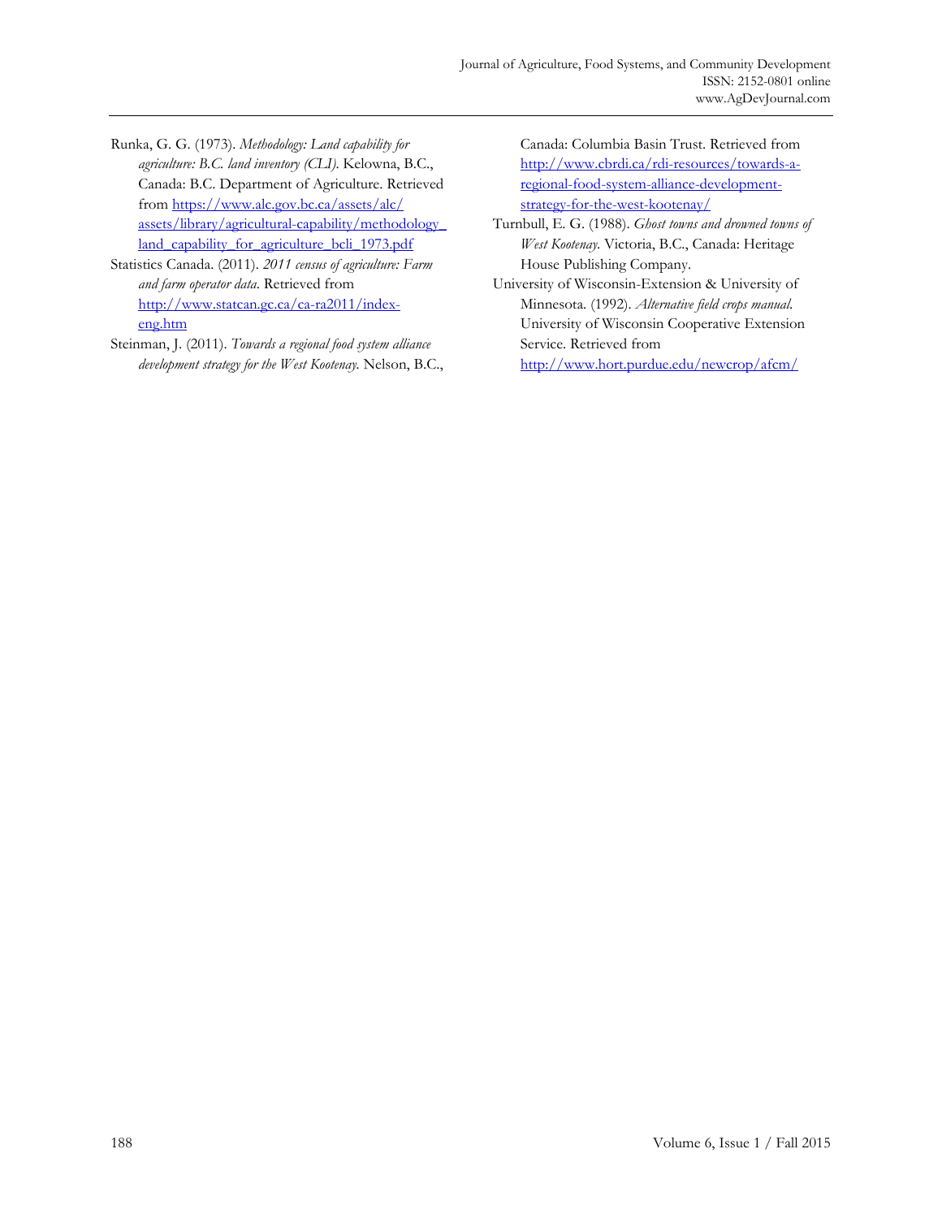Runka, G. G. (1973). *Methodology: Land capability for agriculture: B.C. land inventory (CLI).* Kelowna, B.C., Canada: B.C. Department of Agriculture. Retrieved from https://www.alc.gov.bc.ca/assets/alc/assets/library/agricultural-capability/methodology_land_capability_for_agriculture_bcli_1973.pdf

Statistics Canada. (2011). *2011 census of agriculture: Farm and farm operator data*. Retrieved from http://www.statcan.gc.ca/ca-ra2011/index-eng.htm

Steinman, J. (2011). *Towards a regional food system alliance development strategy for the West Kootenay.* Nelson, B.C., Canada: Columbia Basin Trust. Retrieved from http://www.cbrdi.ca/rdi-resources/towards-a-regional-food-system-alliance-development-strategy-for-the-west-kootenay/

Turnbull, E. G. (1988). *Ghost towns and drowned towns of West Kootenay.* Victoria, B.C., Canada: Heritage House Publishing Company.

University of Wisconsin-Extension & University of Minnesota. (1992). *Alternative field crops manual.* University of Wisconsin Cooperative Extension Service. Retrieved from http://www.hort.purdue.edu/newcrop/afcm/